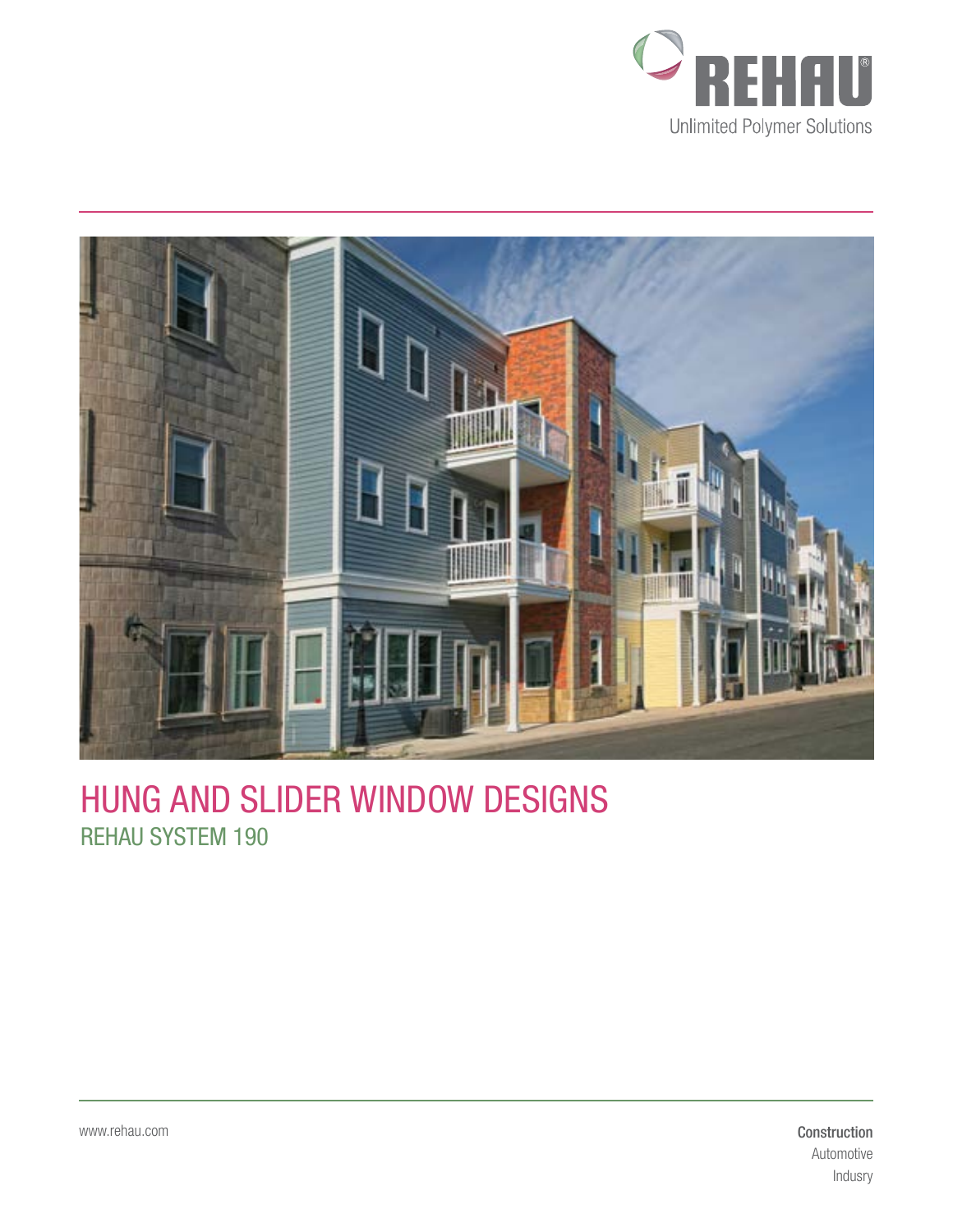REHAU

Unlimited Polymer Solutions

# HUNG AND SLIDER WINDOW DESIGNS

## REHAU SYSTEM 190

www.rehau.com

**Construction**
Automotive
Indusry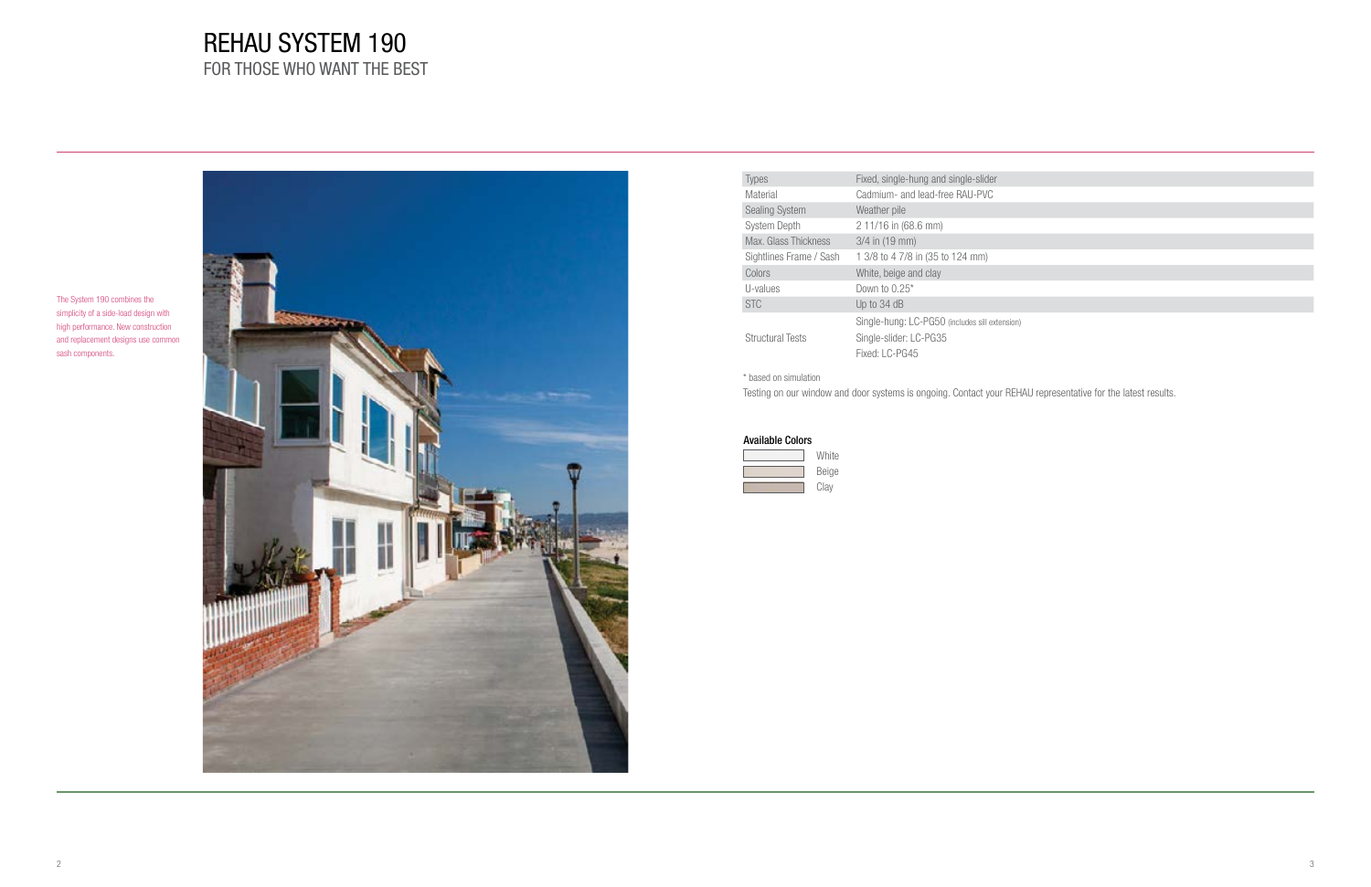# REHAU SYSTEM 190

## FOR THOSE WHO WANT THE BEST

The System 190 combines the simplicity of a side-load design with high performance. New construction and replacement designs use common sash components.

| | |
|---|---|
| Types | Fixed, single-hung and single-slider |
| Material | Cadmium- and lead-free RAU-PVC |
| Sealing System | Weather pile |
| System Depth | 2 11/16 in (68.6 mm) |
| Max. Glass Thickness | 3/4 in (19 mm) |
| Sightlines Frame / Sash | 1 3/8 to 4 7/8 in (35 to 124 mm) |
| Colors | White, beige and clay |
| U-values | Down to 0.25* |
| STC | Up to 34 dB |
| Structural Tests | Single-hung: LC-PG50 (includes sill extension)<br>Single-slider: LC-PG35<br>Fixed: LC-PG45 |

\* based on simulation

Testing on our window and door systems is ongoing. Contact your REHAU representative for the latest results.

**Available Colors**

- White
- Beige
- Clay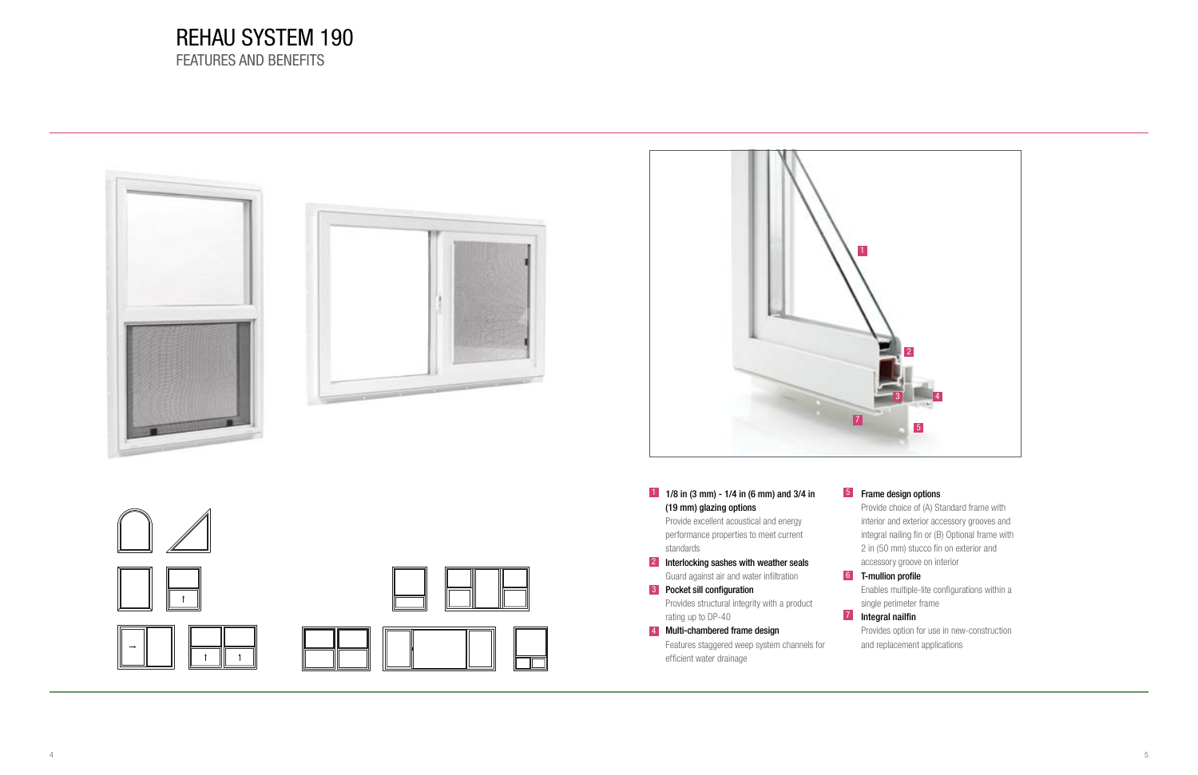# REHAU SYSTEM 190

## FEATURES AND BENEFITS

1. **1/8 in (3 mm) - 1/4 in (6 mm) and 3/4 in (19 mm) glazing options**
   Provide excellent acoustical and energy performance properties to meet current standards
2. **Interlocking sashes with weather seals**
   Guard against air and water infiltration
3. **Pocket sill configuration**
   Provides structural integrity with a product rating up to DP-40
4. **Multi-chambered frame design**
   Features staggered weep system channels for efficient water drainage
5. **Frame design options**
   Provide choice of (A) Standard frame with interior and exterior accessory grooves and integral nailing fin or (B) Optional frame with 2 in (50 mm) stucco fin on exterior and accessory groove on interior
6. **T-mullion profile**
   Enables multiple-lite configurations within a single perimeter frame
7. **Integral nailfin**
   Provides option for use in new-construction and replacement applications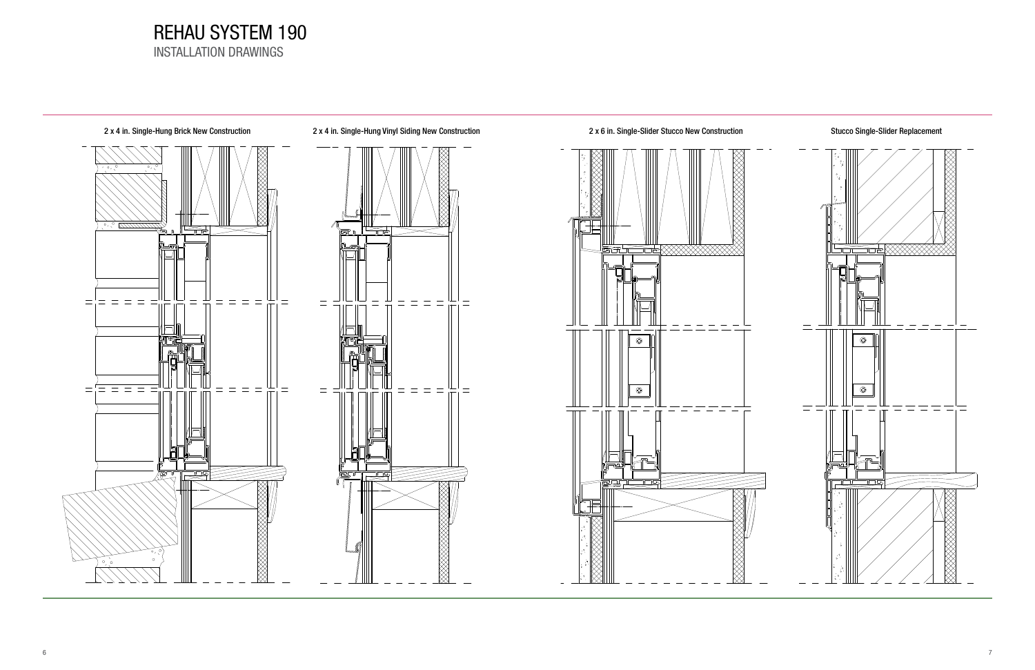# REHAU SYSTEM 190

## INSTALLATION DRAWINGS

2 x 4 in. Single-Hung Brick New Construction

2 x 4 in. Single-Hung Vinyl Siding New Construction

2 x 6 in. Single-Slider Stucco New Construction

Stucco Single-Slider Replacement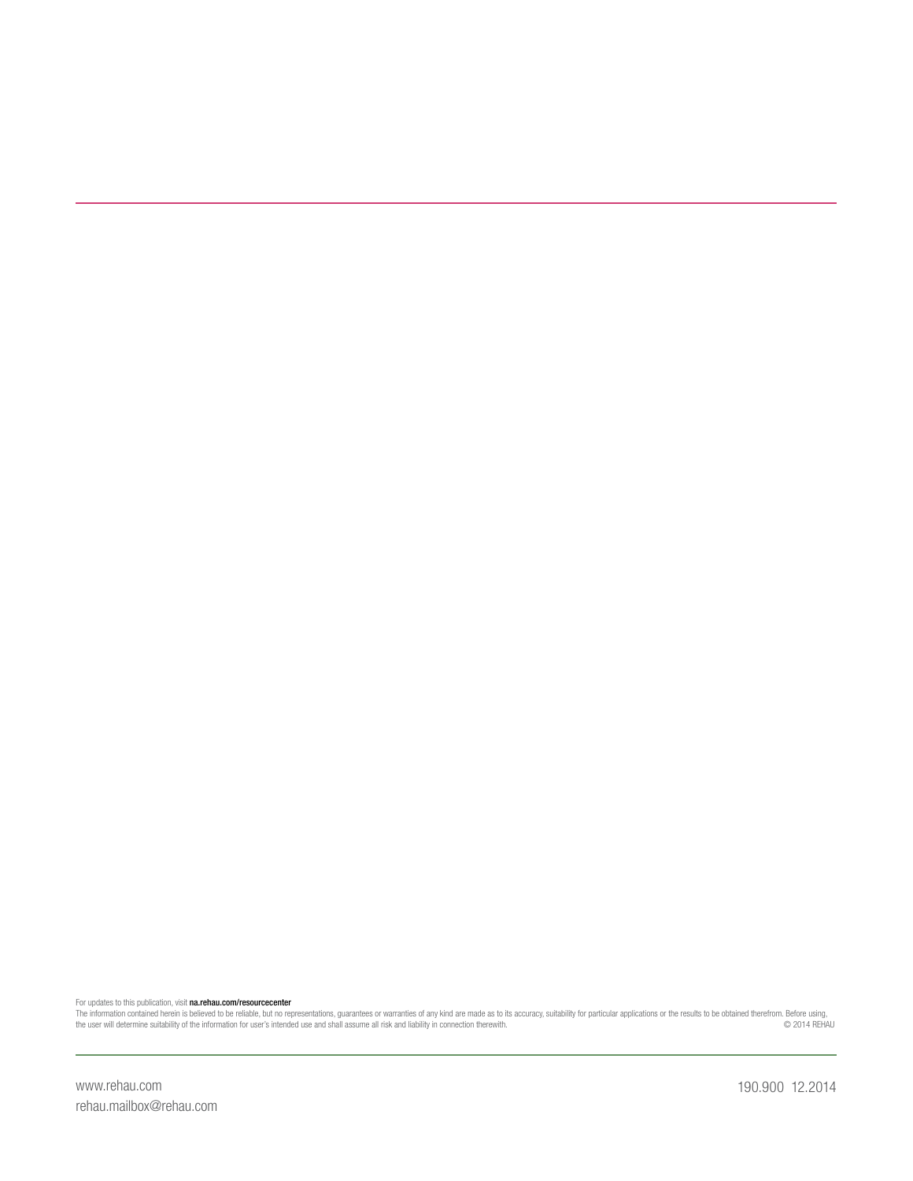For updates to this publication, visit **na.rehau.com/resourcecenter**

The information contained herein is believed to be reliable, but no representations, guarantees or warranties of any kind are made as to its accuracy, suitability for particular applications or the results to be obtained therefrom. Before using, the user will determine suitability of the information for user's intended use and shall assume all risk and liability in connection therewith. © 2014 REHAU

www.rehau.com
rehau.mailbox@rehau.com

190.900 12.2014